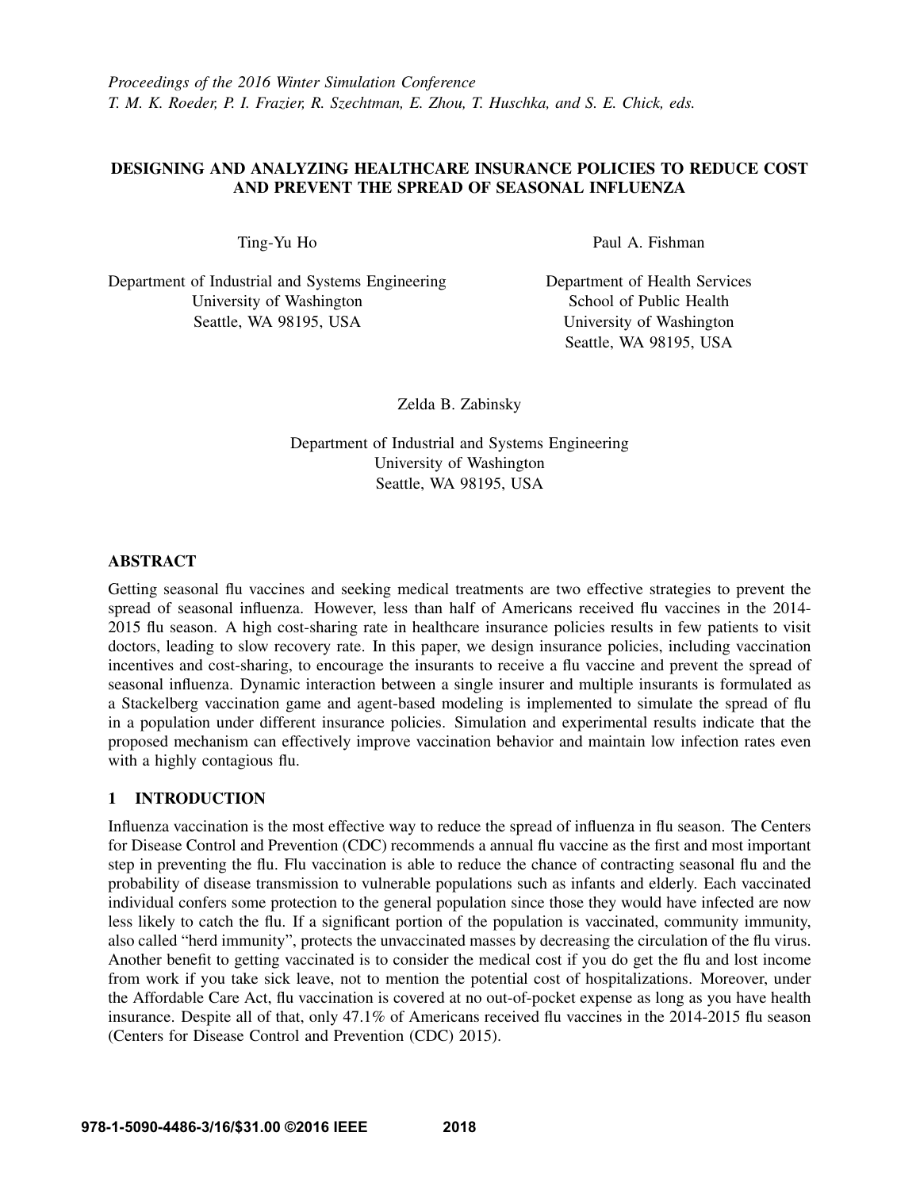*Proceedings of the 2016 Winter Simulation Conference*
*T. M. K. Roeder, P. I. Frazier, R. Szechtman, E. Zhou, T. Huschka, and S. E. Chick, eds.*

# DESIGNING AND ANALYZING HEALTHCARE INSURANCE POLICIES TO REDUCE COST AND PREVENT THE SPREAD OF SEASONAL INFLUENZA

Ting-Yu Ho

Department of Industrial and Systems Engineering
University of Washington
Seattle, WA 98195, USA

Paul A. Fishman

Department of Health Services
School of Public Health
University of Washington
Seattle, WA 98195, USA

Zelda B. Zabinsky

Department of Industrial and Systems Engineering
University of Washington
Seattle, WA 98195, USA

## ABSTRACT

Getting seasonal flu vaccines and seeking medical treatments are two effective strategies to prevent the spread of seasonal influenza. However, less than half of Americans received flu vaccines in the 2014-2015 flu season. A high cost-sharing rate in healthcare insurance policies results in few patients to visit doctors, leading to slow recovery rate. In this paper, we design insurance policies, including vaccination incentives and cost-sharing, to encourage the insurants to receive a flu vaccine and prevent the spread of seasonal influenza. Dynamic interaction between a single insurer and multiple insurants is formulated as a Stackelberg vaccination game and agent-based modeling is implemented to simulate the spread of flu in a population under different insurance policies. Simulation and experimental results indicate that the proposed mechanism can effectively improve vaccination behavior and maintain low infection rates even with a highly contagious flu.

## 1 INTRODUCTION

Influenza vaccination is the most effective way to reduce the spread of influenza in flu season. The Centers for Disease Control and Prevention (CDC) recommends a annual flu vaccine as the first and most important step in preventing the flu. Flu vaccination is able to reduce the chance of contracting seasonal flu and the probability of disease transmission to vulnerable populations such as infants and elderly. Each vaccinated individual confers some protection to the general population since those they would have infected are now less likely to catch the flu. If a significant portion of the population is vaccinated, community immunity, also called "herd immunity", protects the unvaccinated masses by decreasing the circulation of the flu virus. Another benefit to getting vaccinated is to consider the medical cost if you do get the flu and lost income from work if you take sick leave, not to mention the potential cost of hospitalizations. Moreover, under the Affordable Care Act, flu vaccination is covered at no out-of-pocket expense as long as you have health insurance. Despite all of that, only 47.1% of Americans received flu vaccines in the 2014-2015 flu season (Centers for Disease Control and Prevention (CDC) 2015).

978-1-5090-4486-3/16/$31.00 ©2016 IEEE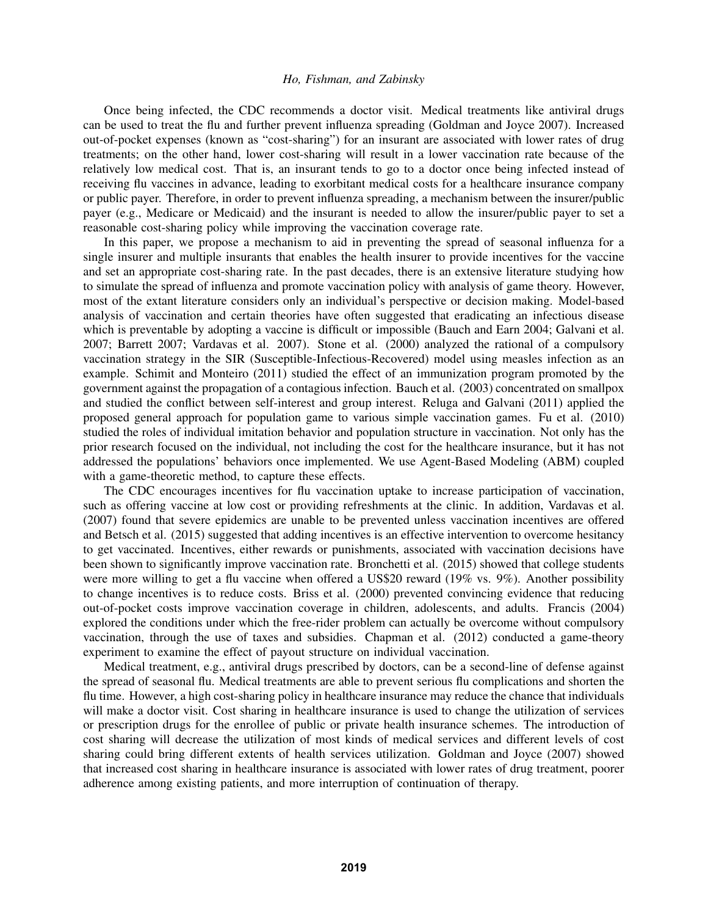Once being infected, the CDC recommends a doctor visit. Medical treatments like antiviral drugs can be used to treat the flu and further prevent influenza spreading (Goldman and Joyce 2007). Increased out-of-pocket expenses (known as "cost-sharing") for an insurant are associated with lower rates of drug treatments; on the other hand, lower cost-sharing will result in a lower vaccination rate because of the relatively low medical cost. That is, an insurant tends to go to a doctor once being infected instead of receiving flu vaccines in advance, leading to exorbitant medical costs for a healthcare insurance company or public payer. Therefore, in order to prevent influenza spreading, a mechanism between the insurer/public payer (e.g., Medicare or Medicaid) and the insurant is needed to allow the insurer/public payer to set a reasonable cost-sharing policy while improving the vaccination coverage rate.

In this paper, we propose a mechanism to aid in preventing the spread of seasonal influenza for a single insurer and multiple insurants that enables the health insurer to provide incentives for the vaccine and set an appropriate cost-sharing rate. In the past decades, there is an extensive literature studying how to simulate the spread of influenza and promote vaccination policy with analysis of game theory. However, most of the extant literature considers only an individual's perspective or decision making. Model-based analysis of vaccination and certain theories have often suggested that eradicating an infectious disease which is preventable by adopting a vaccine is difficult or impossible (Bauch and Earn 2004; Galvani et al. 2007; Barrett 2007; Vardavas et al. 2007). Stone et al. (2000) analyzed the rational of a compulsory vaccination strategy in the SIR (Susceptible-Infectious-Recovered) model using measles infection as an example. Schimit and Monteiro (2011) studied the effect of an immunization program promoted by the government against the propagation of a contagious infection. Bauch et al. (2003) concentrated on smallpox and studied the conflict between self-interest and group interest. Reluga and Galvani (2011) applied the proposed general approach for population game to various simple vaccination games. Fu et al. (2010) studied the roles of individual imitation behavior and population structure in vaccination. Not only has the prior research focused on the individual, not including the cost for the healthcare insurance, but it has not addressed the populations' behaviors once implemented. We use Agent-Based Modeling (ABM) coupled with a game-theoretic method, to capture these effects.

The CDC encourages incentives for flu vaccination uptake to increase participation of vaccination, such as offering vaccine at low cost or providing refreshments at the clinic. In addition, Vardavas et al. (2007) found that severe epidemics are unable to be prevented unless vaccination incentives are offered and Betsch et al. (2015) suggested that adding incentives is an effective intervention to overcome hesitancy to get vaccinated. Incentives, either rewards or punishments, associated with vaccination decisions have been shown to significantly improve vaccination rate. Bronchetti et al. (2015) showed that college students were more willing to get a flu vaccine when offered a US$20 reward (19% vs. 9%). Another possibility to change incentives is to reduce costs. Briss et al. (2000) prevented convincing evidence that reducing out-of-pocket costs improve vaccination coverage in children, adolescents, and adults. Francis (2004) explored the conditions under which the free-rider problem can actually be overcome without compulsory vaccination, through the use of taxes and subsidies. Chapman et al. (2012) conducted a game-theory experiment to examine the effect of payout structure on individual vaccination.

Medical treatment, e.g., antiviral drugs prescribed by doctors, can be a second-line of defense against the spread of seasonal flu. Medical treatments are able to prevent serious flu complications and shorten the flu time. However, a high cost-sharing policy in healthcare insurance may reduce the chance that individuals will make a doctor visit. Cost sharing in healthcare insurance is used to change the utilization of services or prescription drugs for the enrollee of public or private health insurance schemes. The introduction of cost sharing will decrease the utilization of most kinds of medical services and different levels of cost sharing could bring different extents of health services utilization. Goldman and Joyce (2007) showed that increased cost sharing in healthcare insurance is associated with lower rates of drug treatment, poorer adherence among existing patients, and more interruption of continuation of therapy.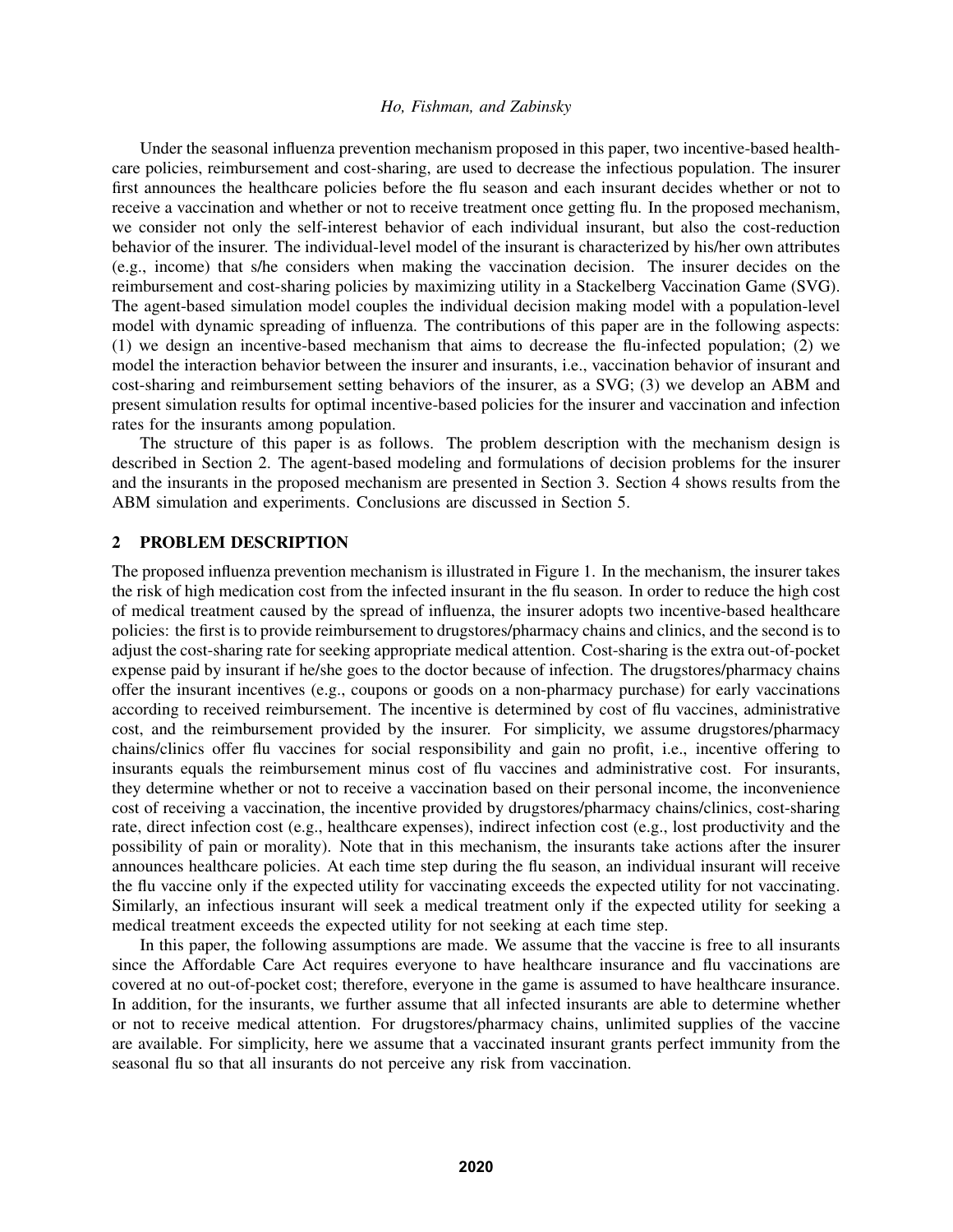Under the seasonal influenza prevention mechanism proposed in this paper, two incentive-based healthcare policies, reimbursement and cost-sharing, are used to decrease the infectious population. The insurer first announces the healthcare policies before the flu season and each insurant decides whether or not to receive a vaccination and whether or not to receive treatment once getting flu. In the proposed mechanism, we consider not only the self-interest behavior of each individual insurant, but also the cost-reduction behavior of the insurer. The individual-level model of the insurant is characterized by his/her own attributes (e.g., income) that s/he considers when making the vaccination decision. The insurer decides on the reimbursement and cost-sharing policies by maximizing utility in a Stackelberg Vaccination Game (SVG). The agent-based simulation model couples the individual decision making model with a population-level model with dynamic spreading of influenza. The contributions of this paper are in the following aspects: (1) we design an incentive-based mechanism that aims to decrease the flu-infected population; (2) we model the interaction behavior between the insurer and insurants, i.e., vaccination behavior of insurant and cost-sharing and reimbursement setting behaviors of the insurer, as a SVG; (3) we develop an ABM and present simulation results for optimal incentive-based policies for the insurer and vaccination and infection rates for the insurants among population.

The structure of this paper is as follows. The problem description with the mechanism design is described in Section 2. The agent-based modeling and formulations of decision problems for the insurer and the insurants in the proposed mechanism are presented in Section 3. Section 4 shows results from the ABM simulation and experiments. Conclusions are discussed in Section 5.

## 2 PROBLEM DESCRIPTION

The proposed influenza prevention mechanism is illustrated in Figure 1. In the mechanism, the insurer takes the risk of high medication cost from the infected insurant in the flu season. In order to reduce the high cost of medical treatment caused by the spread of influenza, the insurer adopts two incentive-based healthcare policies: the first is to provide reimbursement to drugstores/pharmacy chains and clinics, and the second is to adjust the cost-sharing rate for seeking appropriate medical attention. Cost-sharing is the extra out-of-pocket expense paid by insurant if he/she goes to the doctor because of infection. The drugstores/pharmacy chains offer the insurant incentives (e.g., coupons or goods on a non-pharmacy purchase) for early vaccinations according to received reimbursement. The incentive is determined by cost of flu vaccines, administrative cost, and the reimbursement provided by the insurer. For simplicity, we assume drugstores/pharmacy chains/clinics offer flu vaccines for social responsibility and gain no profit, i.e., incentive offering to insurants equals the reimbursement minus cost of flu vaccines and administrative cost. For insurants, they determine whether or not to receive a vaccination based on their personal income, the inconvenience cost of receiving a vaccination, the incentive provided by drugstores/pharmacy chains/clinics, cost-sharing rate, direct infection cost (e.g., healthcare expenses), indirect infection cost (e.g., lost productivity and the possibility of pain or morality). Note that in this mechanism, the insurants take actions after the insurer announces healthcare policies. At each time step during the flu season, an individual insurant will receive the flu vaccine only if the expected utility for vaccinating exceeds the expected utility for not vaccinating. Similarly, an infectious insurant will seek a medical treatment only if the expected utility for seeking a medical treatment exceeds the expected utility for not seeking at each time step.

In this paper, the following assumptions are made. We assume that the vaccine is free to all insurants since the Affordable Care Act requires everyone to have healthcare insurance and flu vaccinations are covered at no out-of-pocket cost; therefore, everyone in the game is assumed to have healthcare insurance. In addition, for the insurants, we further assume that all infected insurants are able to determine whether or not to receive medical attention. For drugstores/pharmacy chains, unlimited supplies of the vaccine are available. For simplicity, here we assume that a vaccinated insurant grants perfect immunity from the seasonal flu so that all insurants do not perceive any risk from vaccination.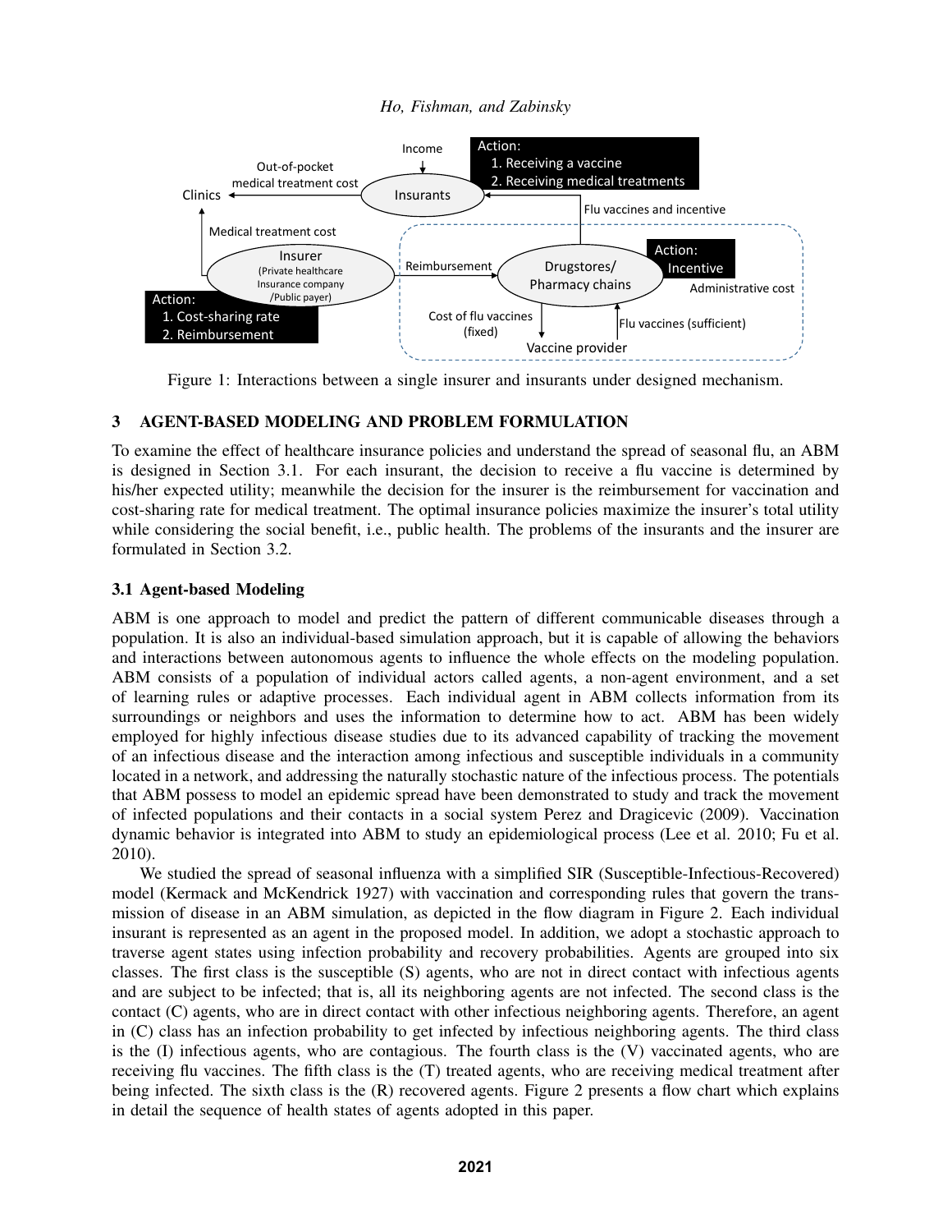Figure 1: Interactions between a single insurer and insurants under designed mechanism.

## 3 AGENT-BASED MODELING AND PROBLEM FORMULATION

To examine the effect of healthcare insurance policies and understand the spread of seasonal flu, an ABM is designed in Section 3.1. For each insurant, the decision to receive a flu vaccine is determined by his/her expected utility; meanwhile the decision for the insurer is the reimbursement for vaccination and cost-sharing rate for medical treatment. The optimal insurance policies maximize the insurer's total utility while considering the social benefit, i.e., public health. The problems of the insurants and the insurer are formulated in Section 3.2.

### 3.1 Agent-based Modeling

ABM is one approach to model and predict the pattern of different communicable diseases through a population. It is also an individual-based simulation approach, but it is capable of allowing the behaviors and interactions between autonomous agents to influence the whole effects on the modeling population. ABM consists of a population of individual actors called agents, a non-agent environment, and a set of learning rules or adaptive processes. Each individual agent in ABM collects information from its surroundings or neighbors and uses the information to determine how to act. ABM has been widely employed for highly infectious disease studies due to its advanced capability of tracking the movement of an infectious disease and the interaction among infectious and susceptible individuals in a community located in a network, and addressing the naturally stochastic nature of the infectious process. The potentials that ABM possess to model an epidemic spread have been demonstrated to study and track the movement of infected populations and their contacts in a social system Perez and Dragicevic (2009). Vaccination dynamic behavior is integrated into ABM to study an epidemiological process (Lee et al. 2010; Fu et al. 2010).

We studied the spread of seasonal influenza with a simplified SIR (Susceptible-Infectious-Recovered) model (Kermack and McKendrick 1927) with vaccination and corresponding rules that govern the transmission of disease in an ABM simulation, as depicted in the flow diagram in Figure 2. Each individual insurant is represented as an agent in the proposed model. In addition, we adopt a stochastic approach to traverse agent states using infection probability and recovery probabilities. Agents are grouped into six classes. The first class is the susceptible (S) agents, who are not in direct contact with infectious agents and are subject to be infected; that is, all its neighboring agents are not infected. The second class is the contact (C) agents, who are in direct contact with other infectious neighboring agents. Therefore, an agent in (C) class has an infection probability to get infected by infectious neighboring agents. The third class is the (I) infectious agents, who are contagious. The fourth class is the (V) vaccinated agents, who are receiving flu vaccines. The fifth class is the (T) treated agents, who are receiving medical treatment after being infected. The sixth class is the (R) recovered agents. Figure 2 presents a flow chart which explains in detail the sequence of health states of agents adopted in this paper.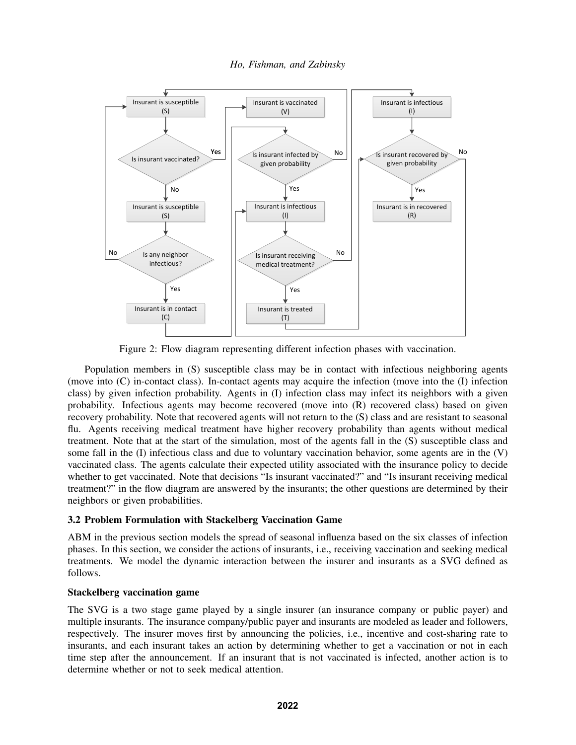Figure 2: Flow diagram representing different infection phases with vaccination.

Population members in (S) susceptible class may be in contact with infectious neighboring agents (move into (C) in-contact class). In-contact agents may acquire the infection (move into the (I) infection class) by given infection probability. Agents in (I) infection class may infect its neighbors with a given probability. Infectious agents may become recovered (move into (R) recovered class) based on given recovery probability. Note that recovered agents will not return to the (S) class and are resistant to seasonal flu. Agents receiving medical treatment have higher recovery probability than agents without medical treatment. Note that at the start of the simulation, most of the agents fall in the (S) susceptible class and some fall in the (I) infectious class and due to voluntary vaccination behavior, some agents are in the (V) vaccinated class. The agents calculate their expected utility associated with the insurance policy to decide whether to get vaccinated. Note that decisions "Is insurant vaccinated?" and "Is insurant receiving medical treatment?" in the flow diagram are answered by the insurants; the other questions are determined by their neighbors or given probabilities.

### 3.2 Problem Formulation with Stackelberg Vaccination Game

ABM in the previous section models the spread of seasonal influenza based on the six classes of infection phases. In this section, we consider the actions of insurants, i.e., receiving vaccination and seeking medical treatments. We model the dynamic interaction between the insurer and insurants as a SVG defined as follows.

**Stackelberg vaccination game**

The SVG is a two stage game played by a single insurer (an insurance company or public payer) and multiple insurants. The insurance company/public payer and insurants are modeled as leader and followers, respectively. The insurer moves first by announcing the policies, i.e., incentive and cost-sharing rate to insurants, and each insurant takes an action by determining whether to get a vaccination or not in each time step after the announcement. If an insurant that is not vaccinated is infected, another action is to determine whether or not to seek medical attention.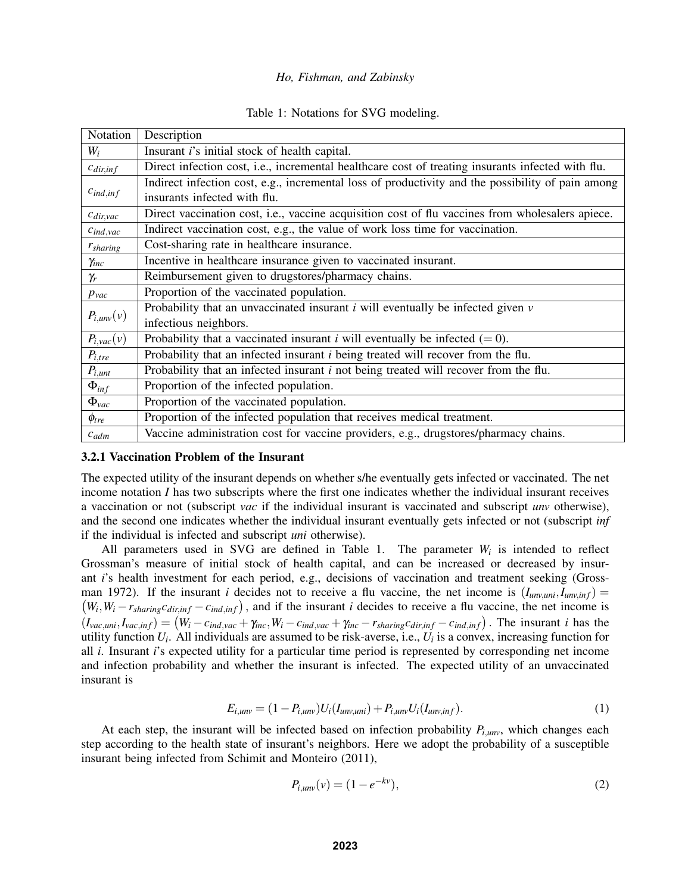Table 1: Notations for SVG modeling.

| Notation | Description |
|---|---|
| $W_i$ | Insurant $i$'s initial stock of health capital. |
| $c_{dir,inf}$ | Direct infection cost, i.e., incremental healthcare cost of treating insurants infected with flu. |
| $c_{ind,inf}$ | Indirect infection cost, e.g., incremental loss of productivity and the possibility of pain among insurants infected with flu. |
| $c_{dir,vac}$ | Direct vaccination cost, i.e., vaccine acquisition cost of flu vaccines from wholesalers apiece. |
| $c_{ind,vac}$ | Indirect vaccination cost, e.g., the value of work loss time for vaccination. |
| $r_{sharing}$ | Cost-sharing rate in healthcare insurance. |
| $\gamma_{inc}$ | Incentive in healthcare insurance given to vaccinated insurant. |
| $\gamma_r$ | Reimbursement given to drugstores/pharmacy chains. |
| $p_{vac}$ | Proportion of the vaccinated population. |
| $P_{i,unv}(v)$ | Probability that an unvaccinated insurant $i$ will eventually be infected given $v$ infectious neighbors. |
| $P_{i,vac}(v)$ | Probability that a vaccinated insurant $i$ will eventually be infected ($=0$). |
| $P_{i,tre}$ | Probability that an infected insurant $i$ being treated will recover from the flu. |
| $P_{i,unt}$ | Probability that an infected insurant $i$ not being treated will recover from the flu. |
| $\Phi_{inf}$ | Proportion of the infected population. |
| $\Phi_{vac}$ | Proportion of the vaccinated population. |
| $\phi_{tre}$ | Proportion of the infected population that receives medical treatment. |
| $c_{adm}$ | Vaccine administration cost for vaccine providers, e.g., drugstores/pharmacy chains. |

### 3.2.1 Vaccination Problem of the Insurant

The expected utility of the insurant depends on whether s/he eventually gets infected or vaccinated. The net income notation $I$ has two subscripts where the first one indicates whether the individual insurant receives a vaccination or not (subscript *vac* if the individual insurant is vaccinated and subscript *unv* otherwise), and the second one indicates whether the individual insurant eventually gets infected or not (subscript *inf* if the individual is infected and subscript *uni* otherwise).

All parameters used in SVG are defined in Table 1. The parameter $W_i$ is intended to reflect Grossman's measure of initial stock of health capital, and can be increased or decreased by insurant $i$'s health investment for each period, e.g., decisions of vaccination and treatment seeking (Grossman 1972). If the insurant $i$ decides not to receive a flu vaccine, the net income is $(I_{unv,uni}, I_{unv,inf}) = \left(W_i, W_i - r_{sharing}c_{dir,inf} - c_{ind,inf}\right)$, and if the insurant $i$ decides to receive a flu vaccine, the net income is $(I_{vac,uni}, I_{vac,inf}) = \left(W_i - c_{ind,vac} + \gamma_{inc}, W_i - c_{ind,vac} + \gamma_{inc} - r_{sharing}c_{dir,inf} - c_{ind,inf}\right)$. The insurant $i$ has the utility function $U_i$. All individuals are assumed to be risk-averse, i.e., $U_i$ is a convex, increasing function for all $i$. Insurant $i$'s expected utility for a particular time period is represented by corresponding net income and infection probability and whether the insurant is infected. The expected utility of an unvaccinated insurant is

$$E_{i,unv} = (1 - P_{i,unv})U_i(I_{unv,uni}) + P_{i,unv}U_i(I_{unv,inf}). \tag{1}$$

At each step, the insurant will be infected based on infection probability $P_{i,unv}$, which changes each step according to the health state of insurant's neighbors. Here we adopt the probability of a susceptible insurant being infected from Schimit and Monteiro (2011),

$$P_{i,unv}(v) = (1 - e^{-kv}), \tag{2}$$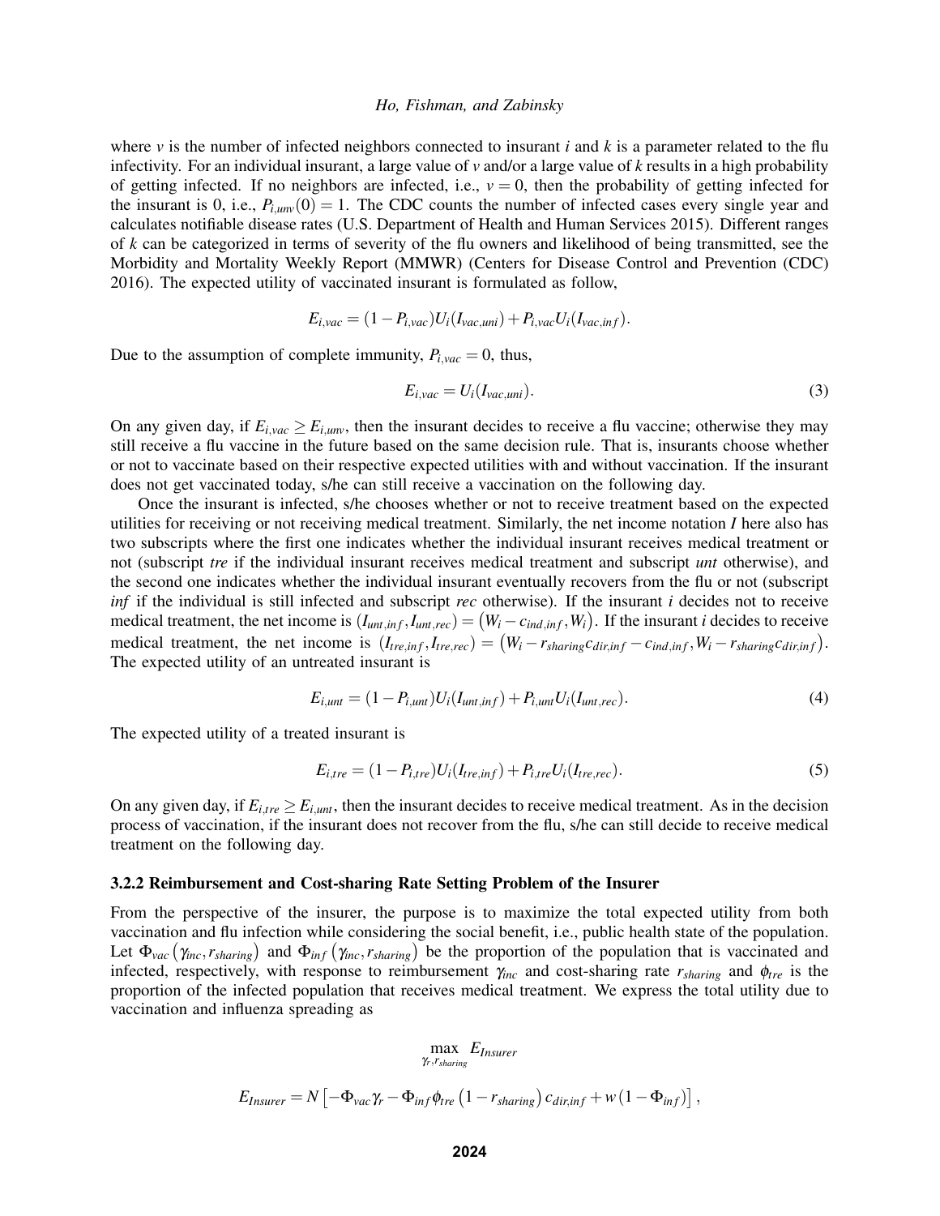where $v$ is the number of infected neighbors connected to insurant $i$ and $k$ is a parameter related to the flu infectivity. For an individual insurant, a large value of $v$ and/or a large value of $k$ results in a high probability of getting infected. If no neighbors are infected, i.e., $v = 0$, then the probability of getting infected for the insurant is 0, i.e., $P_{i,unv}(0) = 1$. The CDC counts the number of infected cases every single year and calculates notifiable disease rates (U.S. Department of Health and Human Services 2015). Different ranges of $k$ can be categorized in terms of severity of the flu owners and likelihood of being transmitted, see the Morbidity and Mortality Weekly Report (MMWR) (Centers for Disease Control and Prevention (CDC) 2016). The expected utility of vaccinated insurant is formulated as follow,

$$E_{i,vac} = (1 - P_{i,vac})U_i(I_{vac,uni}) + P_{i,vac}U_i(I_{vac,inf}).$$

Due to the assumption of complete immunity, $P_{i,vac} = 0$, thus,

$$E_{i,vac} = U_i(I_{vac,uni}). \tag{3}$$

On any given day, if $E_{i,vac} \geq E_{i,unv}$, then the insurant decides to receive a flu vaccine; otherwise they may still receive a flu vaccine in the future based on the same decision rule. That is, insurants choose whether or not to vaccinate based on their respective expected utilities with and without vaccination. If the insurant does not get vaccinated today, s/he can still receive a vaccination on the following day.

Once the insurant is infected, s/he chooses whether or not to receive treatment based on the expected utilities for receiving or not receiving medical treatment. Similarly, the net income notation $I$ here also has two subscripts where the first one indicates whether the individual insurant receives medical treatment or not (subscript *tre* if the individual insurant receives medical treatment and subscript *unt* otherwise), and the second one indicates whether the individual insurant eventually recovers from the flu or not (subscript *inf* if the individual is still infected and subscript *rec* otherwise). If the insurant $i$ decides not to receive medical treatment, the net income is $(I_{unt,inf}, I_{unt,rec}) = \left(W_i - c_{ind,inf}, W_i\right)$. If the insurant $i$ decides to receive medical treatment, the net income is $(I_{tre,inf}, I_{tre,rec}) = \left(W_i - r_{sharing}c_{dir,inf} - c_{ind,inf}, W_i - r_{sharing}c_{dir,inf}\right)$. The expected utility of an untreated insurant is

$$E_{i,unt} = (1 - P_{i,unt})U_i(I_{unt,inf}) + P_{i,unt}U_i(I_{unt,rec}). \tag{4}$$

The expected utility of a treated insurant is

$$E_{i,tre} = (1 - P_{i,tre})U_i(I_{tre,inf}) + P_{i,tre}U_i(I_{tre,rec}). \tag{5}$$

On any given day, if $E_{i,tre} \geq E_{i,unt}$, then the insurant decides to receive medical treatment. As in the decision process of vaccination, if the insurant does not recover from the flu, s/he can still decide to receive medical treatment on the following day.

### 3.2.2 Reimbursement and Cost-sharing Rate Setting Problem of the Insurer

From the perspective of the insurer, the purpose is to maximize the total expected utility from both vaccination and flu infection while considering the social benefit, i.e., public health state of the population. Let $\Phi_{vac}\left(\gamma_{inc}, r_{sharing}\right)$ and $\Phi_{inf}\left(\gamma_{inc}, r_{sharing}\right)$ be the proportion of the population that is vaccinated and infected, respectively, with response to reimbursement $\gamma_{inc}$ and cost-sharing rate $r_{sharing}$ and $\phi_{tre}$ is the proportion of the infected population that receives medical treatment. We express the total utility due to vaccination and influenza spreading as

$$\max_{\gamma_r, r_{sharing}} E_{Insurer}$$

$$E_{Insurer} = N\left[-\Phi_{vac}\gamma_r - \Phi_{inf}\phi_{tre}\left(1 - r_{sharing}\right)c_{dir,inf} + w\left(1 - \Phi_{inf}\right)\right],$$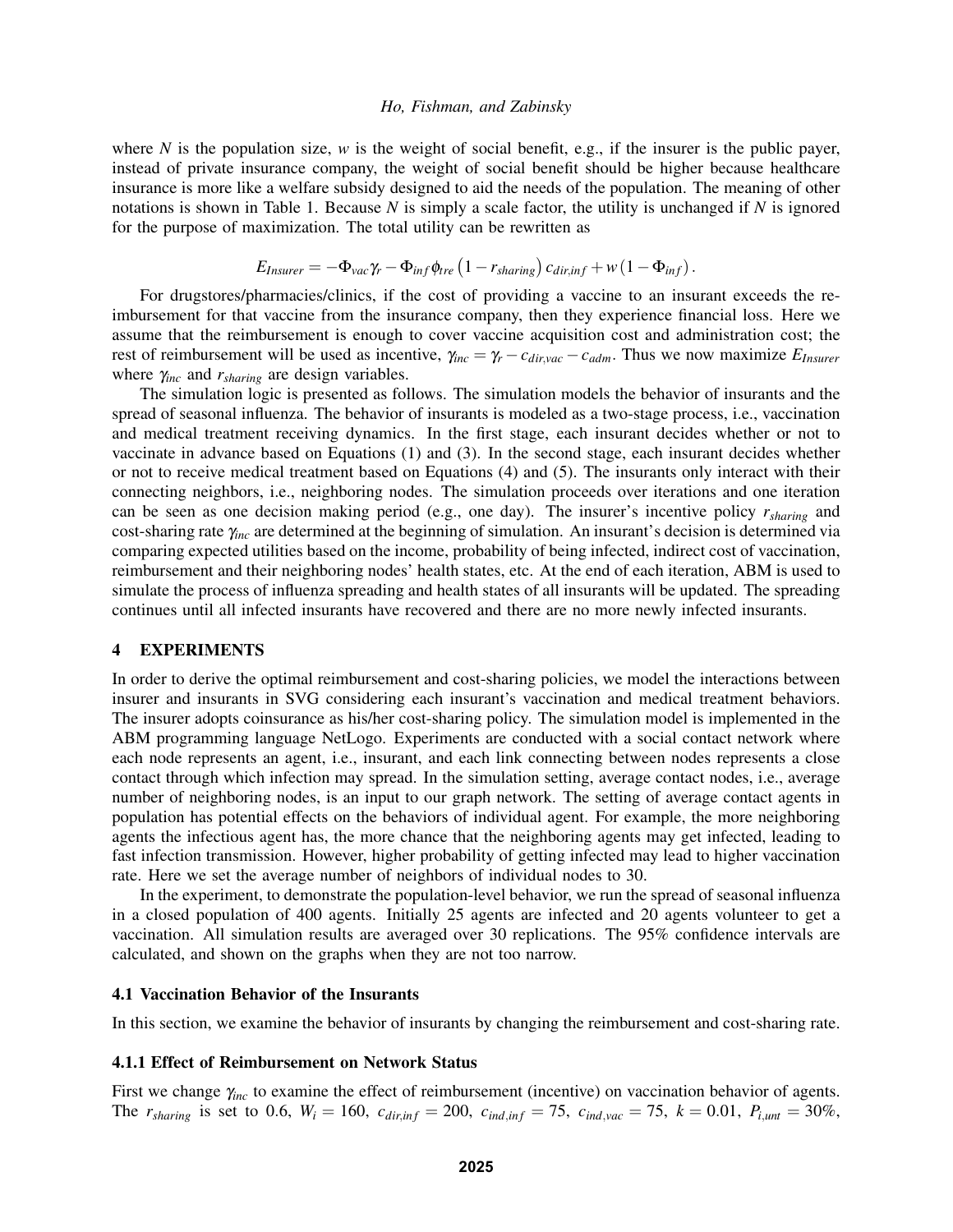where $N$ is the population size, $w$ is the weight of social benefit, e.g., if the insurer is the public payer, instead of private insurance company, the weight of social benefit should be higher because healthcare insurance is more like a welfare subsidy designed to aid the needs of the population. The meaning of other notations is shown in Table 1. Because $N$ is simply a scale factor, the utility is unchanged if $N$ is ignored for the purpose of maximization. The total utility can be rewritten as

$$E_{Insurer} = -\Phi_{vac}\gamma_r - \Phi_{inf}\phi_{tre}\left(1 - r_{sharing}\right)c_{dir,inf} + w\left(1 - \Phi_{inf}\right).$$

For drugstores/pharmacies/clinics, if the cost of providing a vaccine to an insurant exceeds the reimbursement for that vaccine from the insurance company, then they experience financial loss. Here we assume that the reimbursement is enough to cover vaccine acquisition cost and administration cost; the rest of reimbursement will be used as incentive, $\gamma_{inc} = \gamma_r - c_{dir,vac} - c_{adm}$. Thus we now maximize $E_{Insurer}$ where $\gamma_{inc}$ and $r_{sharing}$ are design variables.

The simulation logic is presented as follows. The simulation models the behavior of insurants and the spread of seasonal influenza. The behavior of insurants is modeled as a two-stage process, i.e., vaccination and medical treatment receiving dynamics. In the first stage, each insurant decides whether or not to vaccinate in advance based on Equations (1) and (3). In the second stage, each insurant decides whether or not to receive medical treatment based on Equations (4) and (5). The insurants only interact with their connecting neighbors, i.e., neighboring nodes. The simulation proceeds over iterations and one iteration can be seen as one decision making period (e.g., one day). The insurer's incentive policy $r_{sharing}$ and cost-sharing rate $\gamma_{inc}$ are determined at the beginning of simulation. An insurant's decision is determined via comparing expected utilities based on the income, probability of being infected, indirect cost of vaccination, reimbursement and their neighboring nodes' health states, etc. At the end of each iteration, ABM is used to simulate the process of influenza spreading and health states of all insurants will be updated. The spreading continues until all infected insurants have recovered and there are no more newly infected insurants.

## 4 EXPERIMENTS

In order to derive the optimal reimbursement and cost-sharing policies, we model the interactions between insurer and insurants in SVG considering each insurant's vaccination and medical treatment behaviors. The insurer adopts coinsurance as his/her cost-sharing policy. The simulation model is implemented in the ABM programming language NetLogo. Experiments are conducted with a social contact network where each node represents an agent, i.e., insurant, and each link connecting between nodes represents a close contact through which infection may spread. In the simulation setting, average contact nodes, i.e., average number of neighboring nodes, is an input to our graph network. The setting of average contact agents in population has potential effects on the behaviors of individual agent. For example, the more neighboring agents the infectious agent has, the more chance that the neighboring agents may get infected, leading to fast infection transmission. However, higher probability of getting infected may lead to higher vaccination rate. Here we set the average number of neighbors of individual nodes to 30.

In the experiment, to demonstrate the population-level behavior, we run the spread of seasonal influenza in a closed population of 400 agents. Initially 25 agents are infected and 20 agents volunteer to get a vaccination. All simulation results are averaged over 30 replications. The 95% confidence intervals are calculated, and shown on the graphs when they are not too narrow.

### 4.1 Vaccination Behavior of the Insurants

In this section, we examine the behavior of insurants by changing the reimbursement and cost-sharing rate.

#### 4.1.1 Effect of Reimbursement on Network Status

First we change $\gamma_{inc}$ to examine the effect of reimbursement (incentive) on vaccination behavior of agents. The $r_{sharing}$ is set to 0.6, $W_i = 160$, $c_{dir,inf} = 200$, $c_{ind,inf} = 75$, $c_{ind,vac} = 75$, $k = 0.01$, $P_{i,unt} = 30\%$,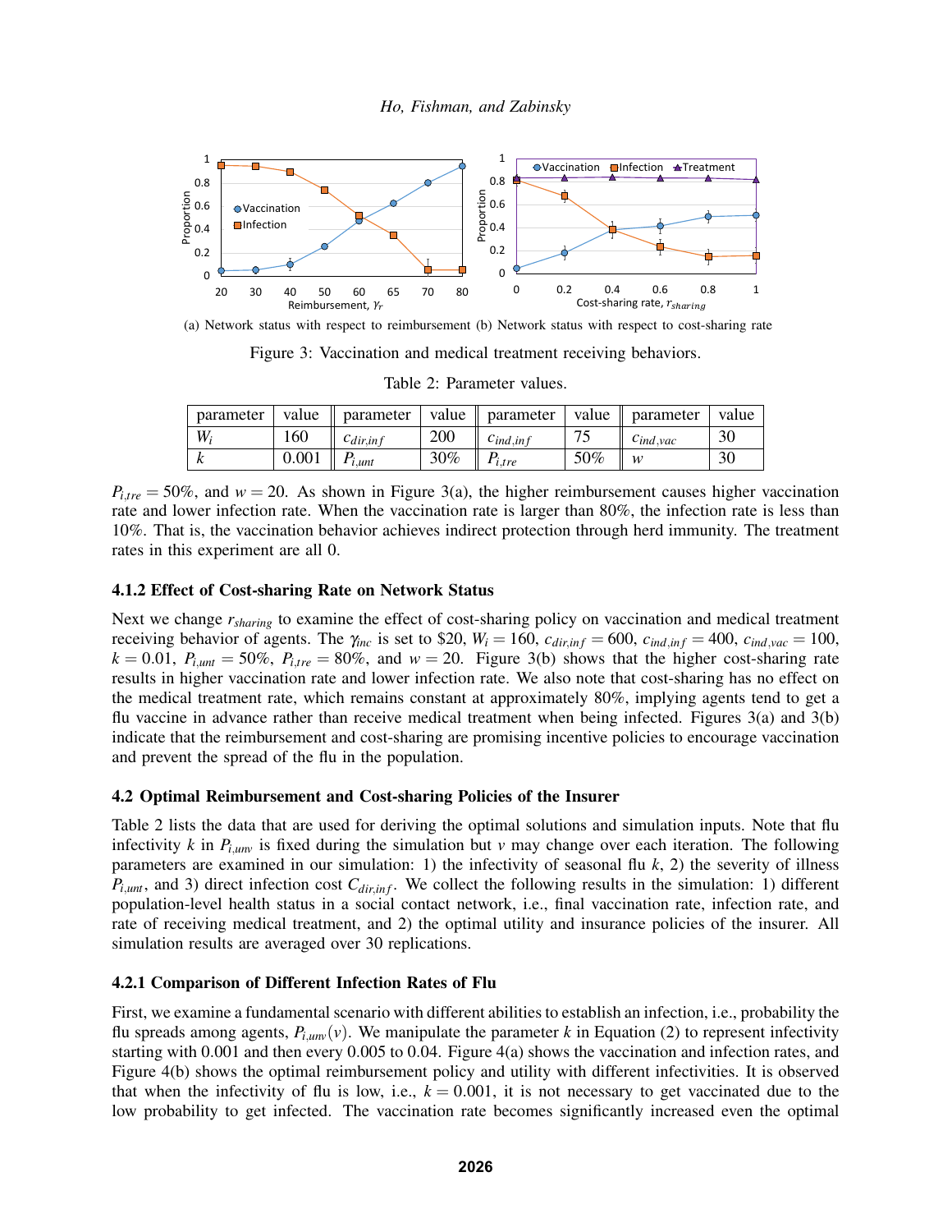(a) Network status with respect to reimbursement (b) Network status with respect to cost-sharing rate

Figure 3: Vaccination and medical treatment receiving behaviors.

Table 2: Parameter values.

| parameter | value | parameter | value | parameter | value | parameter | value |
|---|---|---|---|---|---|---|---|
| $W_i$ | 160 | $c_{dir,inf}$ | 200 | $c_{ind,inf}$ | 75 | $c_{ind,vac}$ | 30 |
| $k$ | 0.001 | $P_{i,unt}$ | 30% | $P_{i,tre}$ | 50% | $w$ | 30 |

$P_{i,tre} = 50\%$, and $w = 20$. As shown in Figure 3(a), the higher reimbursement causes higher vaccination rate and lower infection rate. When the vaccination rate is larger than 80%, the infection rate is less than 10%. That is, the vaccination behavior achieves indirect protection through herd immunity. The treatment rates in this experiment are all 0.

### 4.1.2 Effect of Cost-sharing Rate on Network Status

Next we change $r_{sharing}$ to examine the effect of cost-sharing policy on vaccination and medical treatment receiving behavior of agents. The $\gamma_{inc}$ is set to \$20, $W_i = 160$, $c_{dir,inf} = 600$, $c_{ind,inf} = 400$, $c_{ind,vac} = 100$, $k = 0.01$, $P_{i,unt} = 50\%$, $P_{i,tre} = 80\%$, and $w = 20$. Figure 3(b) shows that the higher cost-sharing rate results in higher vaccination rate and lower infection rate. We also note that cost-sharing has no effect on the medical treatment rate, which remains constant at approximately 80%, implying agents tend to get a flu vaccine in advance rather than receive medical treatment when being infected. Figures 3(a) and 3(b) indicate that the reimbursement and cost-sharing are promising incentive policies to encourage vaccination and prevent the spread of the flu in the population.

## 4.2 Optimal Reimbursement and Cost-sharing Policies of the Insurer

Table 2 lists the data that are used for deriving the optimal solutions and simulation inputs. Note that flu infectivity $k$ in $P_{i,unv}$ is fixed during the simulation but $v$ may change over each iteration. The following parameters are examined in our simulation: 1) the infectivity of seasonal flu $k$, 2) the severity of illness $P_{i,unt}$, and 3) direct infection cost $C_{dir,inf}$. We collect the following results in the simulation: 1) different population-level health status in a social contact network, i.e., final vaccination rate, infection rate, and rate of receiving medical treatment, and 2) the optimal utility and insurance policies of the insurer. All simulation results are averaged over 30 replications.

### 4.2.1 Comparison of Different Infection Rates of Flu

First, we examine a fundamental scenario with different abilities to establish an infection, i.e., probability the flu spreads among agents, $P_{i,unv}(v)$. We manipulate the parameter $k$ in Equation (2) to represent infectivity starting with 0.001 and then every 0.005 to 0.04. Figure 4(a) shows the vaccination and infection rates, and Figure 4(b) shows the optimal reimbursement policy and utility with different infectivities. It is observed that when the infectivity of flu is low, i.e., $k = 0.001$, it is not necessary to get vaccinated due to the low probability to get infected. The vaccination rate becomes significantly increased even the optimal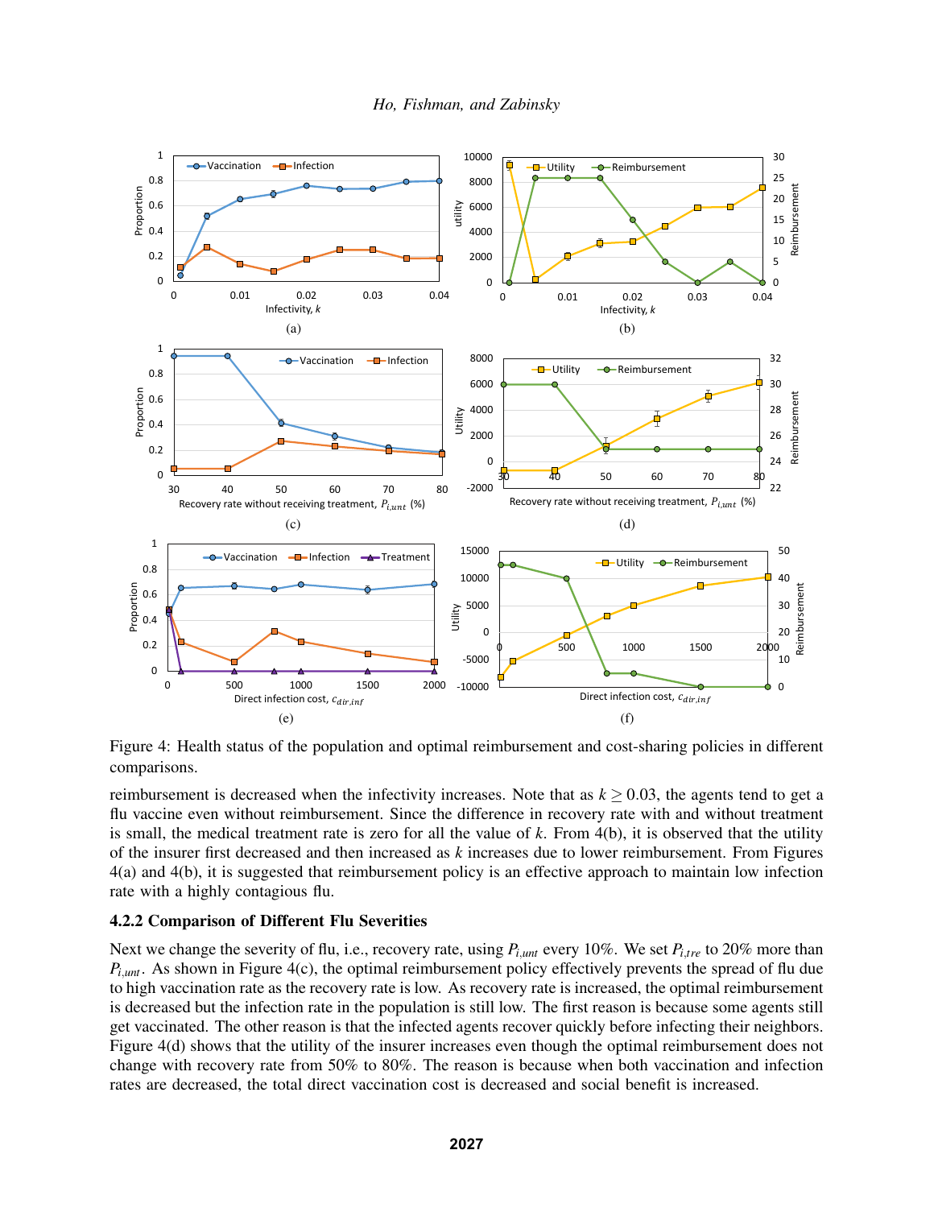Figure 4: Health status of the population and optimal reimbursement and cost-sharing policies in different comparisons.

reimbursement is decreased when the infectivity increases. Note that as $k \geq 0.03$, the agents tend to get a flu vaccine even without reimbursement. Since the difference in recovery rate with and without treatment is small, the medical treatment rate is zero for all the value of $k$. From 4(b), it is observed that the utility of the insurer first decreased and then increased as $k$ increases due to lower reimbursement. From Figures 4(a) and 4(b), it is suggested that reimbursement policy is an effective approach to maintain low infection rate with a highly contagious flu.

### 4.2.2 Comparison of Different Flu Severities

Next we change the severity of flu, i.e., recovery rate, using $P_{i,unt}$ every 10%. We set $P_{i,tre}$ to 20% more than $P_{i,unt}$. As shown in Figure 4(c), the optimal reimbursement policy effectively prevents the spread of flu due to high vaccination rate as the recovery rate is low. As recovery rate is increased, the optimal reimbursement is decreased but the infection rate in the population is still low. The first reason is because some agents still get vaccinated. The other reason is that the infected agents recover quickly before infecting their neighbors. Figure 4(d) shows that the utility of the insurer increases even though the optimal reimbursement does not change with recovery rate from 50% to 80%. The reason is because when both vaccination and infection rates are decreased, the total direct vaccination cost is decreased and social benefit is increased.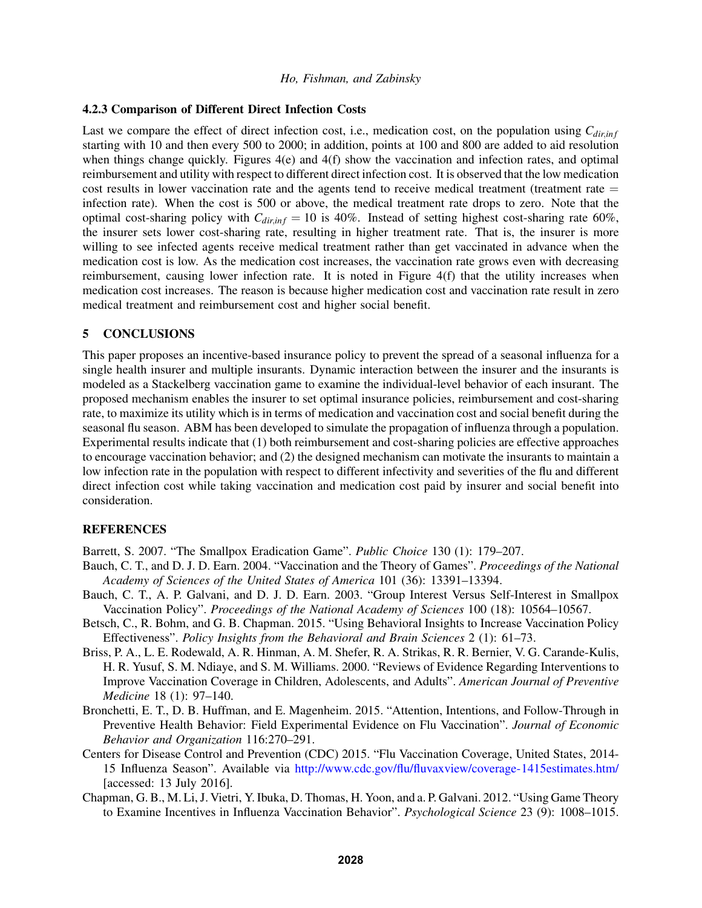### 4.2.3 Comparison of Different Direct Infection Costs

Last we compare the effect of direct infection cost, i.e., medication cost, on the population using $C_{dir,inf}$ starting with 10 and then every 500 to 2000; in addition, points at 100 and 800 are added to aid resolution when things change quickly. Figures 4(e) and 4(f) show the vaccination and infection rates, and optimal reimbursement and utility with respect to different direct infection cost. It is observed that the low medication cost results in lower vaccination rate and the agents tend to receive medical treatment (treatment rate = infection rate). When the cost is 500 or above, the medical treatment rate drops to zero. Note that the optimal cost-sharing policy with $C_{dir,inf} = 10$ is 40%. Instead of setting highest cost-sharing rate 60%, the insurer sets lower cost-sharing rate, resulting in higher treatment rate. That is, the insurer is more willing to see infected agents receive medical treatment rather than get vaccinated in advance when the medication cost is low. As the medication cost increases, the vaccination rate grows even with decreasing reimbursement, causing lower infection rate. It is noted in Figure 4(f) that the utility increases when medication cost increases. The reason is because higher medication cost and vaccination rate result in zero medical treatment and reimbursement cost and higher social benefit.

## 5 CONCLUSIONS

This paper proposes an incentive-based insurance policy to prevent the spread of a seasonal influenza for a single health insurer and multiple insurants. Dynamic interaction between the insurer and the insurants is modeled as a Stackelberg vaccination game to examine the individual-level behavior of each insurant. The proposed mechanism enables the insurer to set optimal insurance policies, reimbursement and cost-sharing rate, to maximize its utility which is in terms of medication and vaccination cost and social benefit during the seasonal flu season. ABM has been developed to simulate the propagation of influenza through a population. Experimental results indicate that (1) both reimbursement and cost-sharing policies are effective approaches to encourage vaccination behavior; and (2) the designed mechanism can motivate the insurants to maintain a low infection rate in the population with respect to different infectivity and severities of the flu and different direct infection cost while taking vaccination and medication cost paid by insurer and social benefit into consideration.

## REFERENCES

Barrett, S. 2007. "The Smallpox Eradication Game". *Public Choice* 130 (1): 179–207.

Bauch, C. T., and D. J. D. Earn. 2004. "Vaccination and the Theory of Games". *Proceedings of the National Academy of Sciences of the United States of America* 101 (36): 13391–13394.

Bauch, C. T., A. P. Galvani, and D. J. D. Earn. 2003. "Group Interest Versus Self-Interest in Smallpox Vaccination Policy". *Proceedings of the National Academy of Sciences* 100 (18): 10564–10567.

Betsch, C., R. Bohm, and G. B. Chapman. 2015. "Using Behavioral Insights to Increase Vaccination Policy Effectiveness". *Policy Insights from the Behavioral and Brain Sciences* 2 (1): 61–73.

Briss, P. A., L. E. Rodewald, A. R. Hinman, A. M. Shefer, R. A. Strikas, R. R. Bernier, V. G. Carande-Kulis, H. R. Yusuf, S. M. Ndiaye, and S. M. Williams. 2000. "Reviews of Evidence Regarding Interventions to Improve Vaccination Coverage in Children, Adolescents, and Adults". *American Journal of Preventive Medicine* 18 (1): 97–140.

Bronchetti, E. T., D. B. Huffman, and E. Magenheim. 2015. "Attention, Intentions, and Follow-Through in Preventive Health Behavior: Field Experimental Evidence on Flu Vaccination". *Journal of Economic Behavior and Organization* 116:270–291.

Centers for Disease Control and Prevention (CDC) 2015. "Flu Vaccination Coverage, United States, 2014-15 Influenza Season". Available via http://www.cdc.gov/flu/fluvaxview/coverage-1415estimates.htm/ [accessed: 13 July 2016].

Chapman, G. B., M. Li, J. Vietri, Y. Ibuka, D. Thomas, H. Yoon, and a. P. Galvani. 2012. "Using Game Theory to Examine Incentives in Influenza Vaccination Behavior". *Psychological Science* 23 (9): 1008–1015.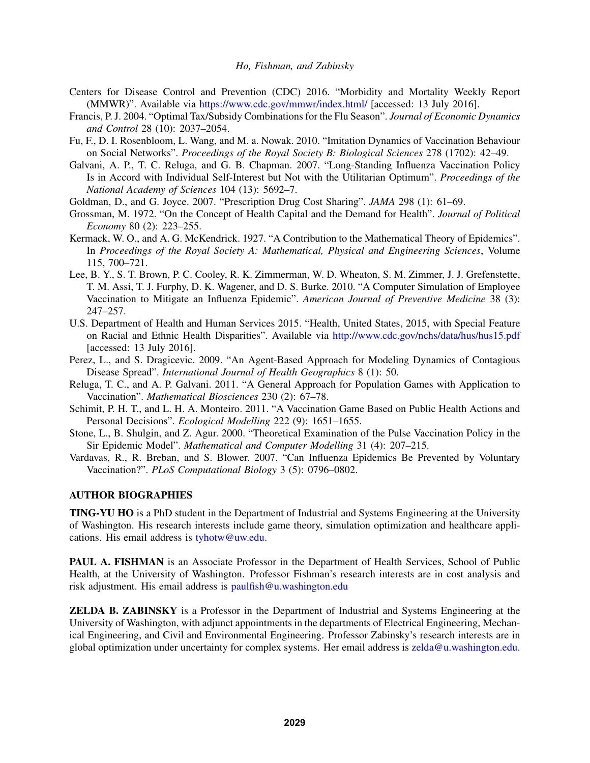Centers for Disease Control and Prevention (CDC) 2016. "Morbidity and Mortality Weekly Report (MMWR)". Available via https://www.cdc.gov/mmwr/index.html/ [accessed: 13 July 2016].

Francis, P. J. 2004. "Optimal Tax/Subsidy Combinations for the Flu Season". *Journal of Economic Dynamics and Control* 28 (10): 2037–2054.

Fu, F., D. I. Rosenbloom, L. Wang, and M. a. Nowak. 2010. "Imitation Dynamics of Vaccination Behaviour on Social Networks". *Proceedings of the Royal Society B: Biological Sciences* 278 (1702): 42–49.

Galvani, A. P., T. C. Reluga, and G. B. Chapman. 2007. "Long-Standing Influenza Vaccination Policy Is in Accord with Individual Self-Interest but Not with the Utilitarian Optimum". *Proceedings of the National Academy of Sciences* 104 (13): 5692–7.

Goldman, D., and G. Joyce. 2007. "Prescription Drug Cost Sharing". *JAMA* 298 (1): 61–69.

Grossman, M. 1972. "On the Concept of Health Capital and the Demand for Health". *Journal of Political Economy* 80 (2): 223–255.

Kermack, W. O., and A. G. McKendrick. 1927. "A Contribution to the Mathematical Theory of Epidemics". In *Proceedings of the Royal Society A: Mathematical, Physical and Engineering Sciences*, Volume 115, 700–721.

Lee, B. Y., S. T. Brown, P. C. Cooley, R. K. Zimmerman, W. D. Wheaton, S. M. Zimmer, J. J. Grefenstette, T. M. Assi, T. J. Furphy, D. K. Wagener, and D. S. Burke. 2010. "A Computer Simulation of Employee Vaccination to Mitigate an Influenza Epidemic". *American Journal of Preventive Medicine* 38 (3): 247–257.

U.S. Department of Health and Human Services 2015. "Health, United States, 2015, with Special Feature on Racial and Ethnic Health Disparities". Available via http://www.cdc.gov/nchs/data/hus/hus15.pdf [accessed: 13 July 2016].

Perez, L., and S. Dragicevic. 2009. "An Agent-Based Approach for Modeling Dynamics of Contagious Disease Spread". *International Journal of Health Geographics* 8 (1): 50.

Reluga, T. C., and A. P. Galvani. 2011. "A General Approach for Population Games with Application to Vaccination". *Mathematical Biosciences* 230 (2): 67–78.

Schimit, P. H. T., and L. H. A. Monteiro. 2011. "A Vaccination Game Based on Public Health Actions and Personal Decisions". *Ecological Modelling* 222 (9): 1651–1655.

Stone, L., B. Shulgin, and Z. Agur. 2000. "Theoretical Examination of the Pulse Vaccination Policy in the Sir Epidemic Model". *Mathematical and Computer Modelling* 31 (4): 207–215.

Vardavas, R., R. Breban, and S. Blower. 2007. "Can Influenza Epidemics Be Prevented by Voluntary Vaccination?". *PLoS Computational Biology* 3 (5): 0796–0802.

## AUTHOR BIOGRAPHIES

**TING-YU HO** is a PhD student in the Department of Industrial and Systems Engineering at the University of Washington. His research interests include game theory, simulation optimization and healthcare applications. His email address is tyhotw@uw.edu.

**PAUL A. FISHMAN** is an Associate Professor in the Department of Health Services, School of Public Health, at the University of Washington. Professor Fishman's research interests are in cost analysis and risk adjustment. His email address is paulfish@u.washington.edu

**ZELDA B. ZABINSKY** is a Professor in the Department of Industrial and Systems Engineering at the University of Washington, with adjunct appointments in the departments of Electrical Engineering, Mechanical Engineering, and Civil and Environmental Engineering. Professor Zabinsky's research interests are in global optimization under uncertainty for complex systems. Her email address is zelda@u.washington.edu.